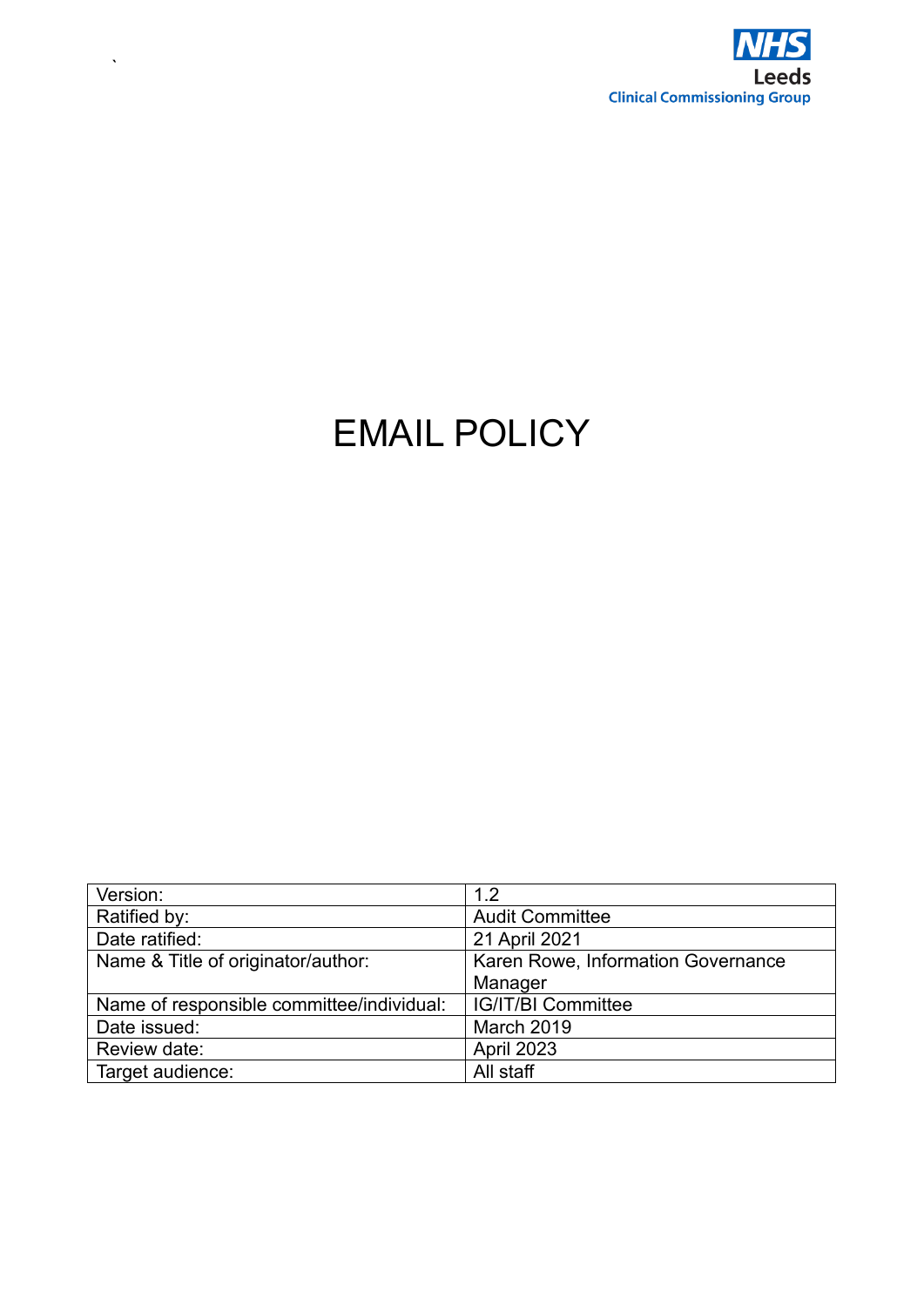`

NHS
Leeds
Clinical Commissioning Group

# EMAIL POLICY

| Version: | 1.2 |
|---|---|
| Ratified by: | Audit Committee |
| Date ratified: | 21 April 2021 |
| Name & Title of originator/author: | Karen Rowe, Information Governance Manager |
| Name of responsible committee/individual: | IG/IT/BI Committee |
| Date issued: | March 2019 |
| Review date: | April 2023 |
| Target audience: | All staff |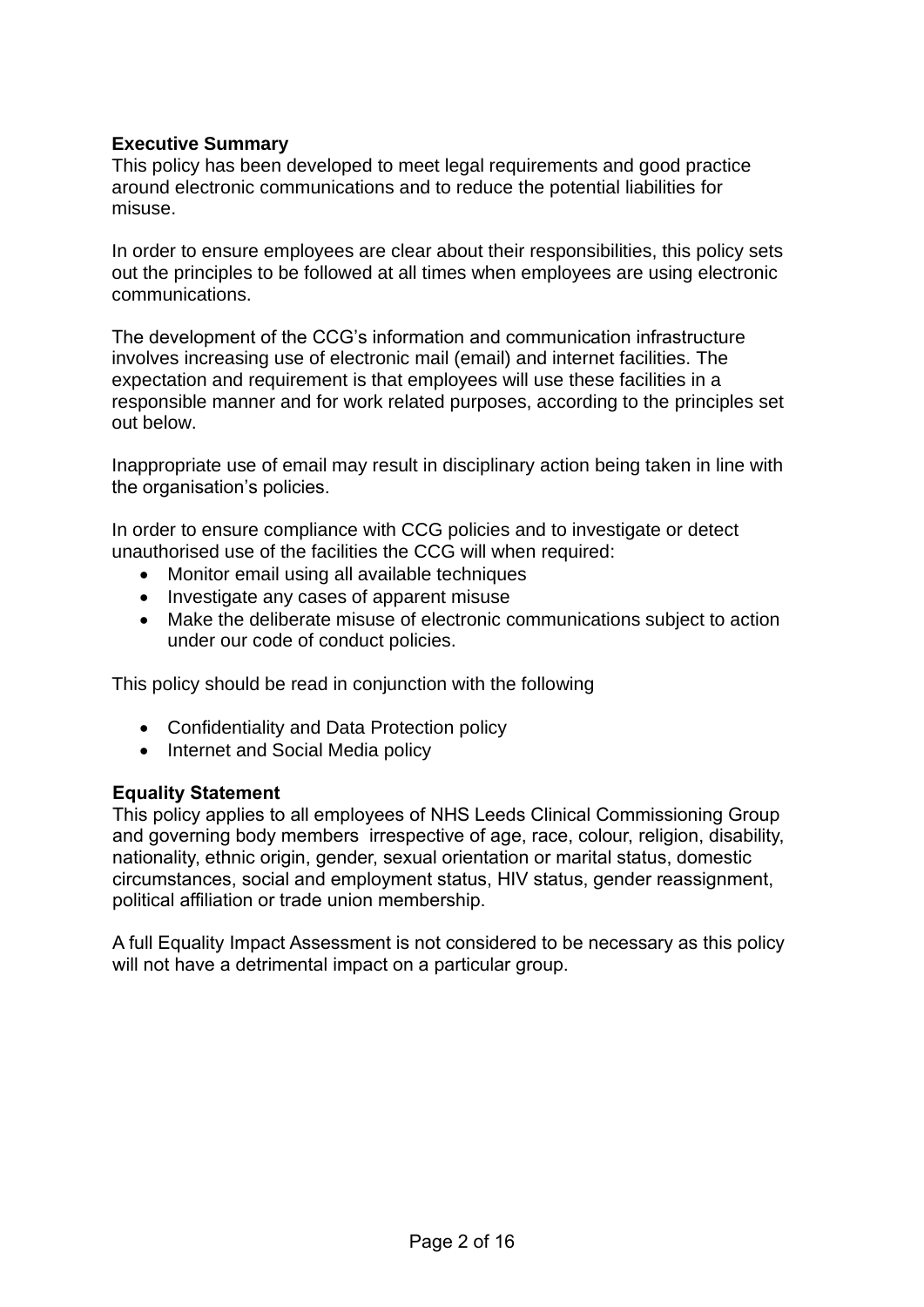**Executive Summary**

This policy has been developed to meet legal requirements and good practice around electronic communications and to reduce the potential liabilities for misuse.

In order to ensure employees are clear about their responsibilities, this policy sets out the principles to be followed at all times when employees are using electronic communications.

The development of the CCG's information and communication infrastructure involves increasing use of electronic mail (email) and internet facilities. The expectation and requirement is that employees will use these facilities in a responsible manner and for work related purposes, according to the principles set out below.

Inappropriate use of email may result in disciplinary action being taken in line with the organisation's policies.

In order to ensure compliance with CCG policies and to investigate or detect unauthorised use of the facilities the CCG will when required:

- Monitor email using all available techniques
- Investigate any cases of apparent misuse
- Make the deliberate misuse of electronic communications subject to action under our code of conduct policies.

This policy should be read in conjunction with the following

- Confidentiality and Data Protection policy
- Internet and Social Media policy

**Equality Statement**

This policy applies to all employees of NHS Leeds Clinical Commissioning Group and governing body members irrespective of age, race, colour, religion, disability, nationality, ethnic origin, gender, sexual orientation or marital status, domestic circumstances, social and employment status, HIV status, gender reassignment, political affiliation or trade union membership.

A full Equality Impact Assessment is not considered to be necessary as this policy will not have a detrimental impact on a particular group.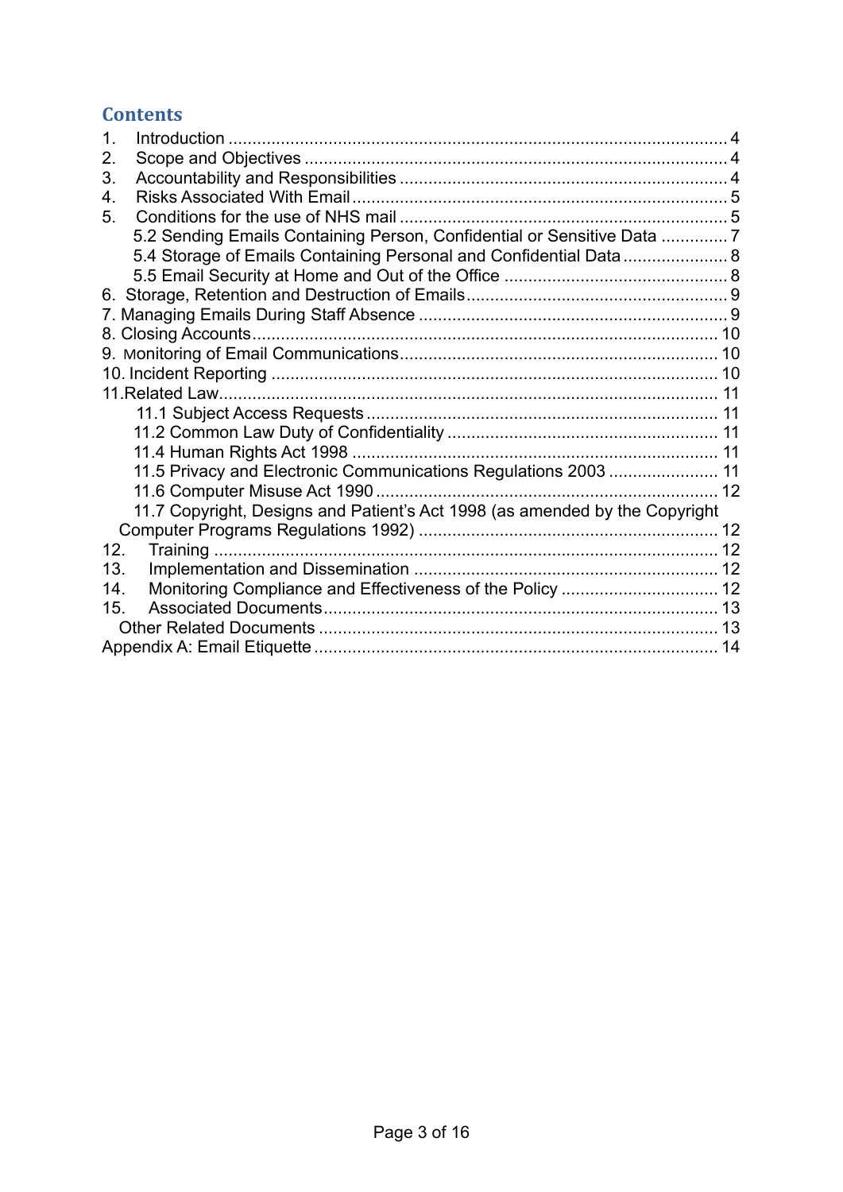## Contents

1. Introduction ........................................................................................................ 4
2. Scope and Objectives ........................................................................................ 4
3. Accountability and Responsibilities .................................................................... 4
4. Risks Associated With Email .............................................................................. 5
5. Conditions for the use of NHS mail .................................................................... 5
   - 5.2 Sending Emails Containing Person, Confidential or Sensitive Data ............. 7
   - 5.4 Storage of Emails Containing Personal and Confidential Data ...................... 8
   - 5.5 Email Security at Home and Out of the Office .............................................. 8

6. Storage, Retention and Destruction of Emails ....................................................... 9
7. Managing Emails During Staff Absence ................................................................ 9
8. Closing Accounts ................................................................................................ 10
9. Monitoring of Email Communications .................................................................. 10
10. Incident Reporting ............................................................................................. 10
11. Related Law ........................................................................................................ 11
    - 11.1 Subject Access Requests ......................................................................... 11
    - 11.2 Common Law Duty of Confidentiality ........................................................ 11
    - 11.4 Human Rights Act 1998 ............................................................................ 11
    - 11.5 Privacy and Electronic Communications Regulations 2003 ....................... 11
    - 11.6 Computer Misuse Act 1990 ....................................................................... 12
    - 11.7 Copyright, Designs and Patient's Act 1998 (as amended by the Copyright Computer Programs Regulations 1992) .............................................................. 12

12. Training ......................................................................................................... 12
13. Implementation and Dissemination ............................................................... 12
14. Monitoring Compliance and Effectiveness of the Policy ................................. 12
15. Associated Documents .................................................................................. 13
    - Other Related Documents ............................................................................... 13

Appendix A: Email Etiquette .................................................................................... 14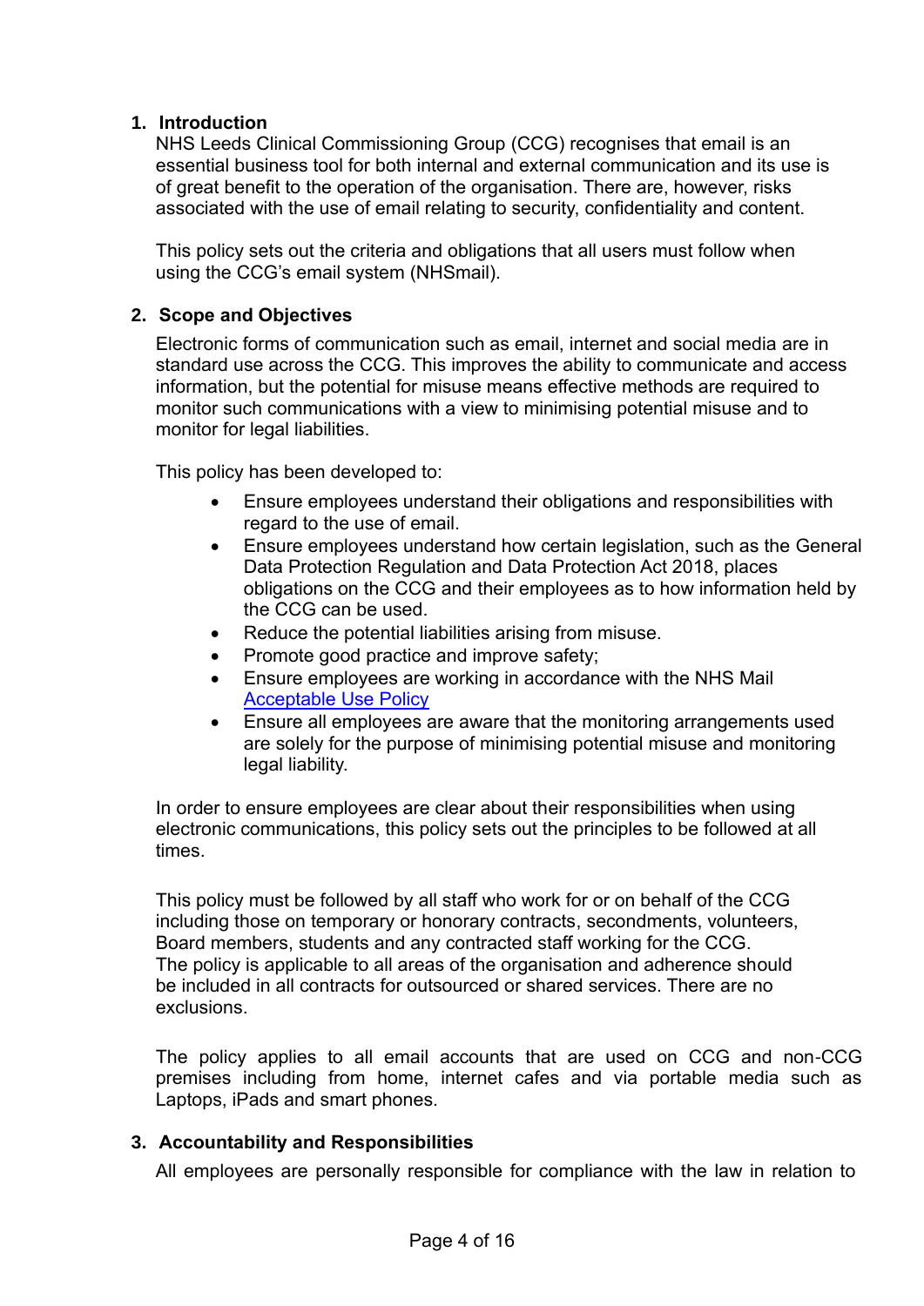## 1. Introduction

NHS Leeds Clinical Commissioning Group (CCG) recognises that email is an essential business tool for both internal and external communication and its use is of great benefit to the operation of the organisation. There are, however, risks associated with the use of email relating to security, confidentiality and content.

This policy sets out the criteria and obligations that all users must follow when using the CCG's email system (NHSmail).

## 2. Scope and Objectives

Electronic forms of communication such as email, internet and social media are in standard use across the CCG. This improves the ability to communicate and access information, but the potential for misuse means effective methods are required to monitor such communications with a view to minimising potential misuse and to monitor for legal liabilities.

This policy has been developed to:

- Ensure employees understand their obligations and responsibilities with regard to the use of email.
- Ensure employees understand how certain legislation, such as the General Data Protection Regulation and Data Protection Act 2018, places obligations on the CCG and their employees as to how information held by the CCG can be used.
- Reduce the potential liabilities arising from misuse.
- Promote good practice and improve safety;
- Ensure employees are working in accordance with the NHS Mail [Acceptable Use Policy]
- Ensure all employees are aware that the monitoring arrangements used are solely for the purpose of minimising potential misuse and monitoring legal liability.

In order to ensure employees are clear about their responsibilities when using electronic communications, this policy sets out the principles to be followed at all times.

This policy must be followed by all staff who work for or on behalf of the CCG including those on temporary or honorary contracts, secondments, volunteers, Board members, students and any contracted staff working for the CCG. The policy is applicable to all areas of the organisation and adherence should be included in all contracts for outsourced or shared services. There are no exclusions.

The policy applies to all email accounts that are used on CCG and non-CCG premises including from home, internet cafes and via portable media such as Laptops, iPads and smart phones.

## 3. Accountability and Responsibilities

All employees are personally responsible for compliance with the law in relation to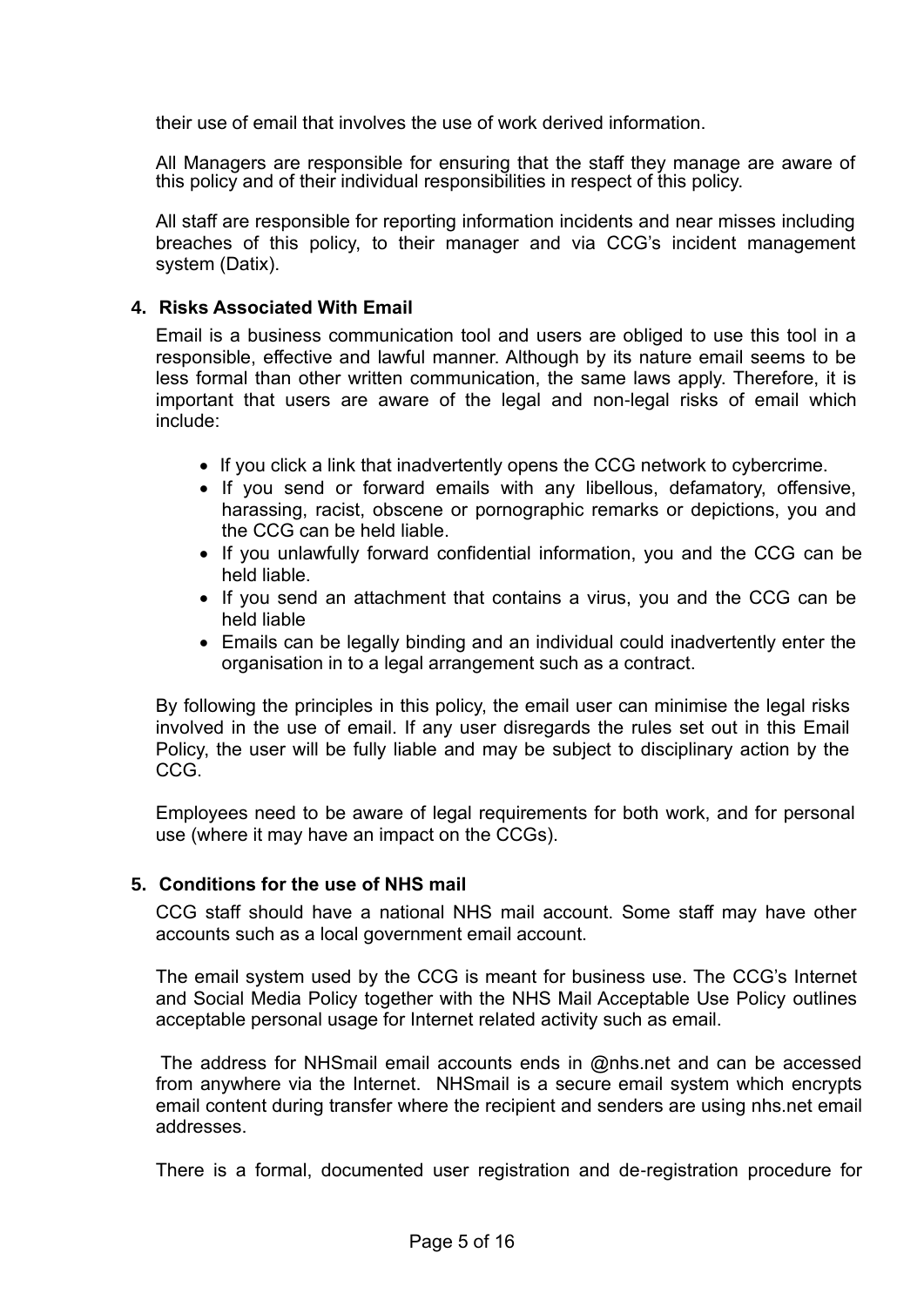their use of email that involves the use of work derived information.

All Managers are responsible for ensuring that the staff they manage are aware of this policy and of their individual responsibilities in respect of this policy.

All staff are responsible for reporting information incidents and near misses including breaches of this policy, to their manager and via CCG's incident management system (Datix).

## 4. Risks Associated With Email

Email is a business communication tool and users are obliged to use this tool in a responsible, effective and lawful manner. Although by its nature email seems to be less formal than other written communication, the same laws apply. Therefore, it is important that users are aware of the legal and non-legal risks of email which include:

- If you click a link that inadvertently opens the CCG network to cybercrime.
- If you send or forward emails with any libellous, defamatory, offensive, harassing, racist, obscene or pornographic remarks or depictions, you and the CCG can be held liable.
- If you unlawfully forward confidential information, you and the CCG can be held liable.
- If you send an attachment that contains a virus, you and the CCG can be held liable
- Emails can be legally binding and an individual could inadvertently enter the organisation in to a legal arrangement such as a contract.

By following the principles in this policy, the email user can minimise the legal risks involved in the use of email. If any user disregards the rules set out in this Email Policy, the user will be fully liable and may be subject to disciplinary action by the CCG.

Employees need to be aware of legal requirements for both work, and for personal use (where it may have an impact on the CCGs).

## 5. Conditions for the use of NHS mail

CCG staff should have a national NHS mail account. Some staff may have other accounts such as a local government email account.

The email system used by the CCG is meant for business use. The CCG's Internet and Social Media Policy together with the NHS Mail Acceptable Use Policy outlines acceptable personal usage for Internet related activity such as email.

The address for NHSmail email accounts ends in @nhs.net and can be accessed from anywhere via the Internet. NHSmail is a secure email system which encrypts email content during transfer where the recipient and senders are using nhs.net email addresses.

There is a formal, documented user registration and de-registration procedure for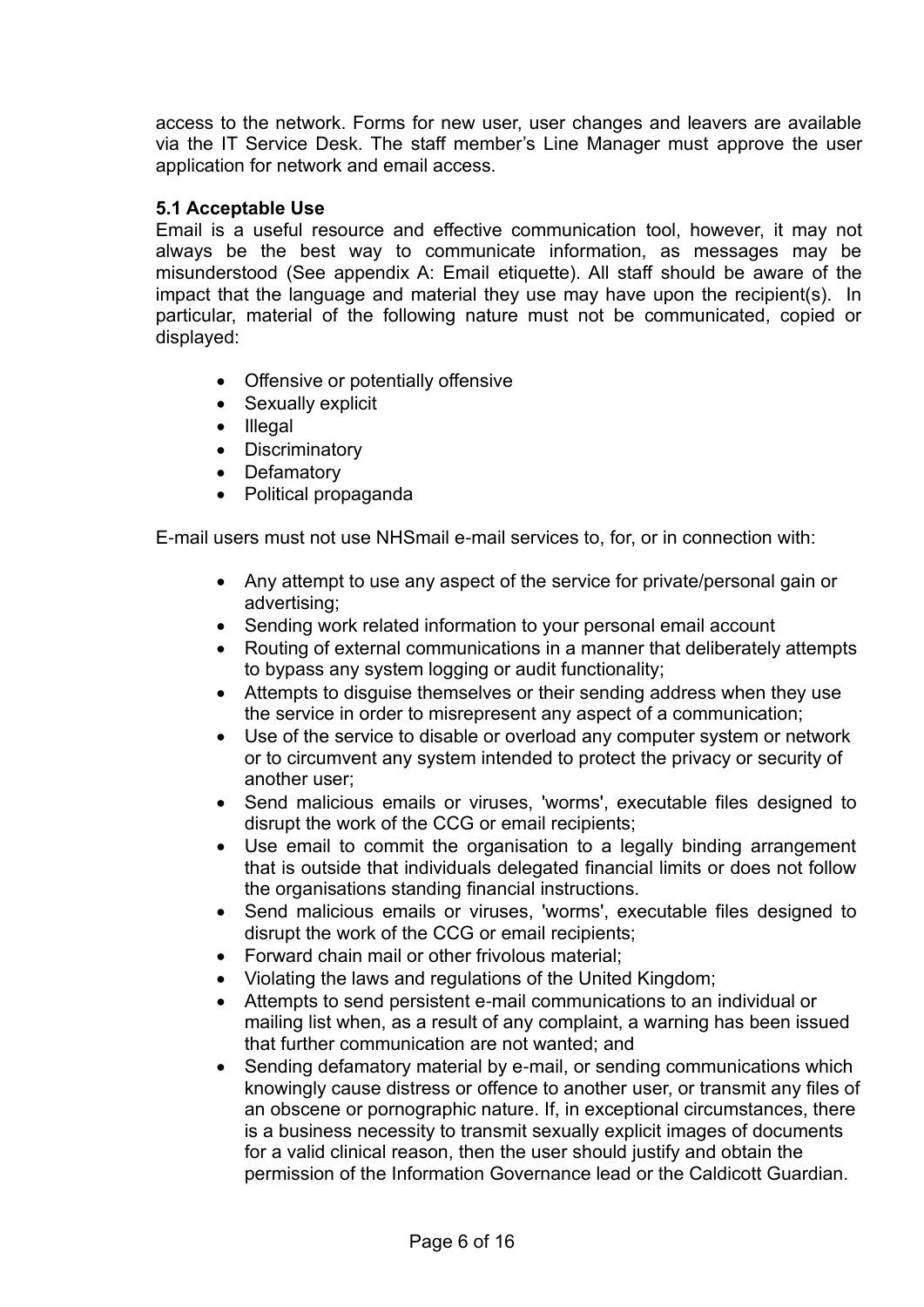access to the network. Forms for new user, user changes and leavers are available via the IT Service Desk. The staff member's Line Manager must approve the user application for network and email access.

### 5.1 Acceptable Use

Email is a useful resource and effective communication tool, however, it may not always be the best way to communicate information, as messages may be misunderstood (See appendix A: Email etiquette). All staff should be aware of the impact that the language and material they use may have upon the recipient(s). In particular, material of the following nature must not be communicated, copied or displayed:

- Offensive or potentially offensive
- Sexually explicit
- Illegal
- Discriminatory
- Defamatory
- Political propaganda

E-mail users must not use NHSmail e-mail services to, for, or in connection with:

- Any attempt to use any aspect of the service for private/personal gain or advertising;
- Sending work related information to your personal email account
- Routing of external communications in a manner that deliberately attempts to bypass any system logging or audit functionality;
- Attempts to disguise themselves or their sending address when they use the service in order to misrepresent any aspect of a communication;
- Use of the service to disable or overload any computer system or network or to circumvent any system intended to protect the privacy or security of another user;
- Send malicious emails or viruses, 'worms', executable files designed to disrupt the work of the CCG or email recipients;
- Use email to commit the organisation to a legally binding arrangement that is outside that individuals delegated financial limits or does not follow the organisations standing financial instructions.
- Send malicious emails or viruses, 'worms', executable files designed to disrupt the work of the CCG or email recipients;
- Forward chain mail or other frivolous material;
- Violating the laws and regulations of the United Kingdom;
- Attempts to send persistent e-mail communications to an individual or mailing list when, as a result of any complaint, a warning has been issued that further communication are not wanted; and
- Sending defamatory material by e-mail, or sending communications which knowingly cause distress or offence to another user, or transmit any files of an obscene or pornographic nature. If, in exceptional circumstances, there is a business necessity to transmit sexually explicit images of documents for a valid clinical reason, then the user should justify and obtain the permission of the Information Governance lead or the Caldicott Guardian.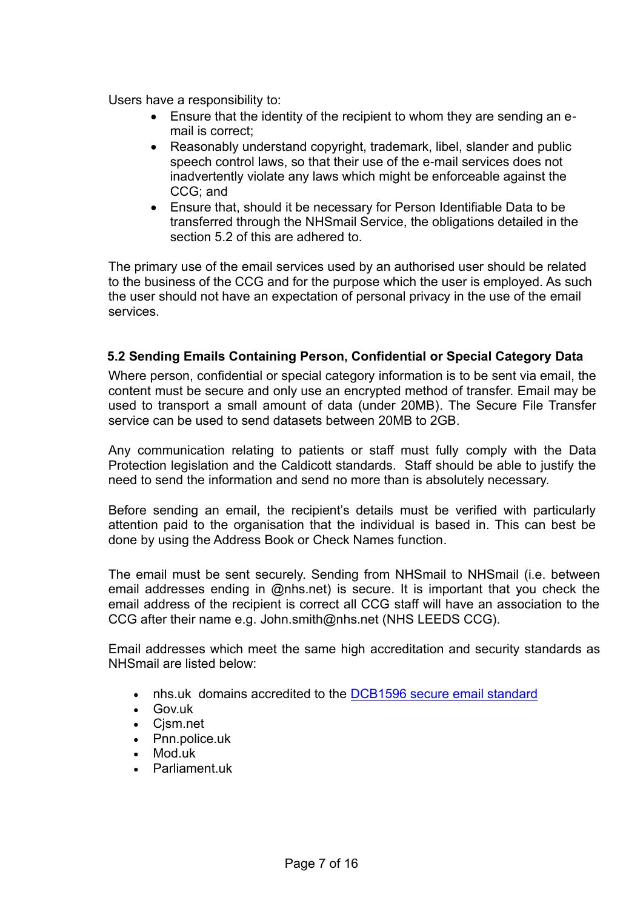Users have a responsibility to:

- Ensure that the identity of the recipient to whom they are sending an e-mail is correct;
- Reasonably understand copyright, trademark, libel, slander and public speech control laws, so that their use of the e-mail services does not inadvertently violate any laws which might be enforceable against the CCG; and
- Ensure that, should it be necessary for Person Identifiable Data to be transferred through the NHSmail Service, the obligations detailed in the section 5.2 of this are adhered to.

The primary use of the email services used by an authorised user should be related to the business of the CCG and for the purpose which the user is employed. As such the user should not have an expectation of personal privacy in the use of the email services.

### 5.2 Sending Emails Containing Person, Confidential or Special Category Data

Where person, confidential or special category information is to be sent via email, the content must be secure and only use an encrypted method of transfer. Email may be used to transport a small amount of data (under 20MB). The Secure File Transfer service can be used to send datasets between 20MB to 2GB.

Any communication relating to patients or staff must fully comply with the Data Protection legislation and the Caldicott standards. Staff should be able to justify the need to send the information and send no more than is absolutely necessary.

Before sending an email, the recipient's details must be verified with particularly attention paid to the organisation that the individual is based in. This can best be done by using the Address Book or Check Names function.

The email must be sent securely. Sending from NHSmail to NHSmail (i.e. between email addresses ending in @nhs.net) is secure. It is important that you check the email address of the recipient is correct all CCG staff will have an association to the CCG after their name e.g. John.smith@nhs.net (NHS LEEDS CCG).

Email addresses which meet the same high accreditation and security standards as NHSmail are listed below:

- nhs.uk domains accredited to the [DCB1596 secure email standard]
- Gov.uk
- Cjsm.net
- Pnn.police.uk
- Mod.uk
- Parliament.uk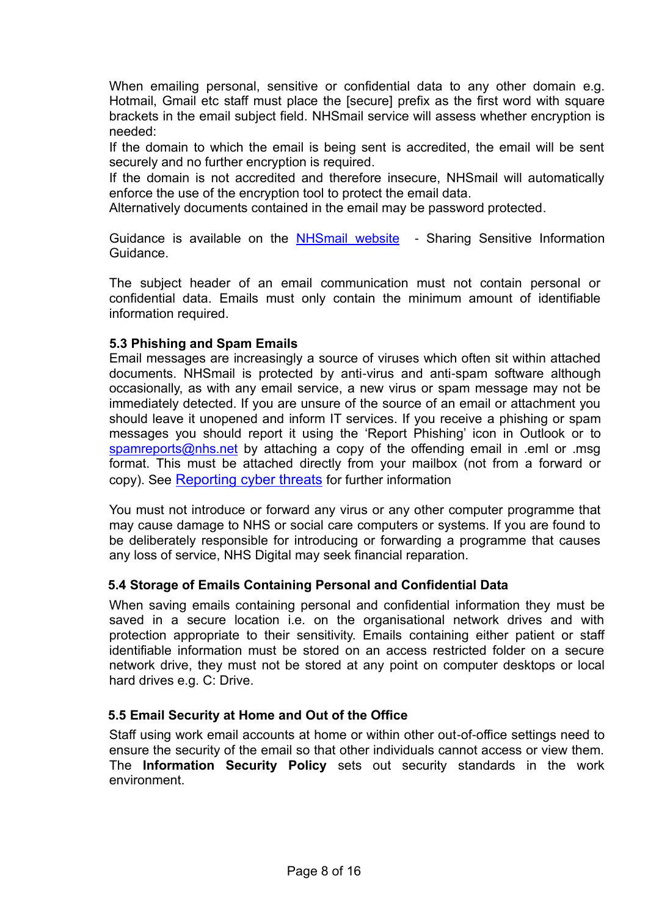When emailing personal, sensitive or confidential data to any other domain e.g. Hotmail, Gmail etc staff must place the [secure] prefix as the first word with square brackets in the email subject field. NHSmail service will assess whether encryption is needed:

If the domain to which the email is being sent is accredited, the email will be sent securely and no further encryption is required.

If the domain is not accredited and therefore insecure, NHSmail will automatically enforce the use of the encryption tool to protect the email data.

Alternatively documents contained in the email may be password protected.

Guidance is available on the [NHSmail website](#) - Sharing Sensitive Information Guidance.

The subject header of an email communication must not contain personal or confidential data. Emails must only contain the minimum amount of identifiable information required.

### 5.3 Phishing and Spam Emails

Email messages are increasingly a source of viruses which often sit within attached documents. NHSmail is protected by anti-virus and anti-spam software although occasionally, as with any email service, a new virus or spam message may not be immediately detected. If you are unsure of the source of an email or attachment you should leave it unopened and inform IT services. If you receive a phishing or spam messages you should report it using the 'Report Phishing' icon in Outlook or to [spamreports@nhs.net](mailto:spamreports@nhs.net) by attaching a copy of the offending email in .eml or .msg format. This must be attached directly from your mailbox (not from a forward or copy). See [Reporting cyber threats](#) for further information

You must not introduce or forward any virus or any other computer programme that may cause damage to NHS or social care computers or systems. If you are found to be deliberately responsible for introducing or forwarding a programme that causes any loss of service, NHS Digital may seek financial reparation.

### 5.4 Storage of Emails Containing Personal and Confidential Data

When saving emails containing personal and confidential information they must be saved in a secure location i.e. on the organisational network drives and with protection appropriate to their sensitivity. Emails containing either patient or staff identifiable information must be stored on an access restricted folder on a secure network drive, they must not be stored at any point on computer desktops or local hard drives e.g. C: Drive.

### 5.5 Email Security at Home and Out of the Office

Staff using work email accounts at home or within other out-of-office settings need to ensure the security of the email so that other individuals cannot access or view them. The **Information Security Policy** sets out security standards in the work environment.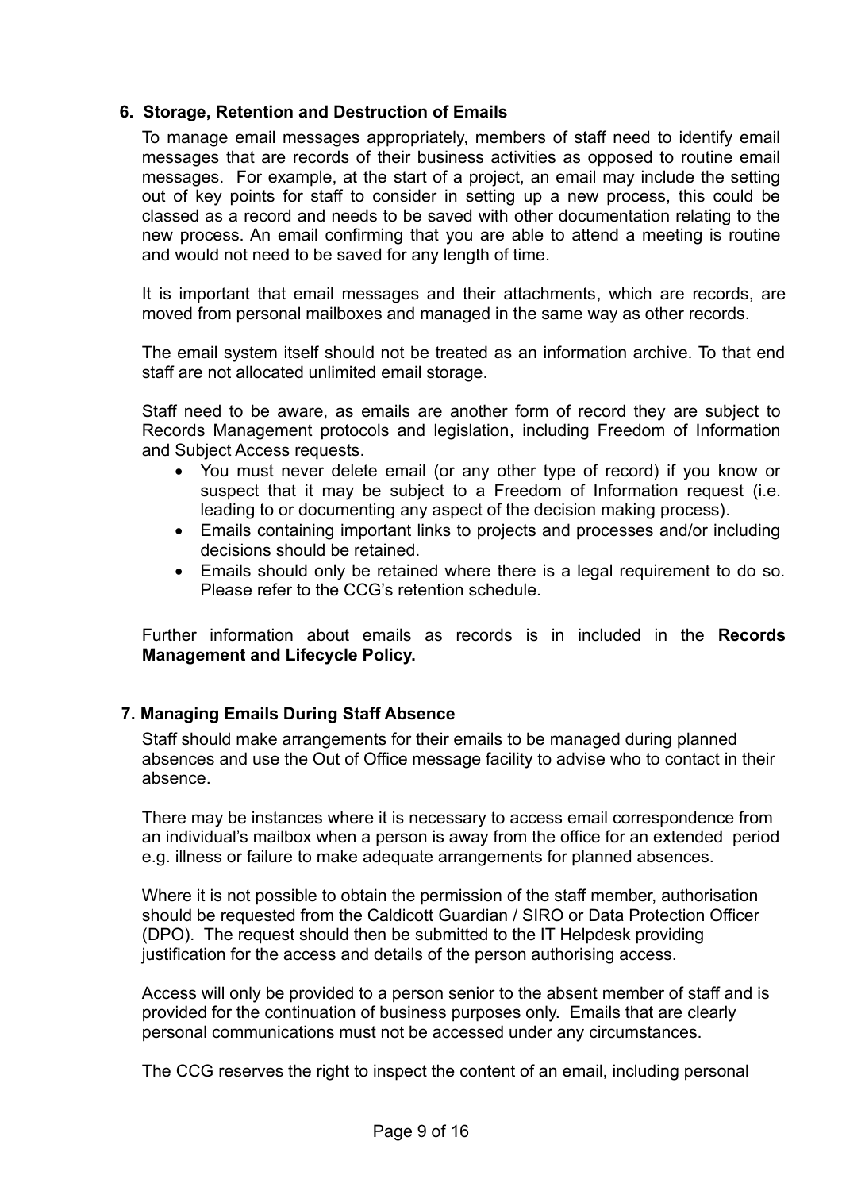## 6. Storage, Retention and Destruction of Emails

To manage email messages appropriately, members of staff need to identify email messages that are records of their business activities as opposed to routine email messages. For example, at the start of a project, an email may include the setting out of key points for staff to consider in setting up a new process, this could be classed as a record and needs to be saved with other documentation relating to the new process. An email confirming that you are able to attend a meeting is routine and would not need to be saved for any length of time.

It is important that email messages and their attachments, which are records, are moved from personal mailboxes and managed in the same way as other records.

The email system itself should not be treated as an information archive. To that end staff are not allocated unlimited email storage.

Staff need to be aware, as emails are another form of record they are subject to Records Management protocols and legislation, including Freedom of Information and Subject Access requests.

- You must never delete email (or any other type of record) if you know or suspect that it may be subject to a Freedom of Information request (i.e. leading to or documenting any aspect of the decision making process).
- Emails containing important links to projects and processes and/or including decisions should be retained.
- Emails should only be retained where there is a legal requirement to do so. Please refer to the CCG's retention schedule.

Further information about emails as records is in included in the **Records Management and Lifecycle Policy.**

## 7. Managing Emails During Staff Absence

Staff should make arrangements for their emails to be managed during planned absences and use the Out of Office message facility to advise who to contact in their absence.

There may be instances where it is necessary to access email correspondence from an individual's mailbox when a person is away from the office for an extended period e.g. illness or failure to make adequate arrangements for planned absences.

Where it is not possible to obtain the permission of the staff member, authorisation should be requested from the Caldicott Guardian / SIRO or Data Protection Officer (DPO). The request should then be submitted to the IT Helpdesk providing justification for the access and details of the person authorising access.

Access will only be provided to a person senior to the absent member of staff and is provided for the continuation of business purposes only. Emails that are clearly personal communications must not be accessed under any circumstances.

The CCG reserves the right to inspect the content of an email, including personal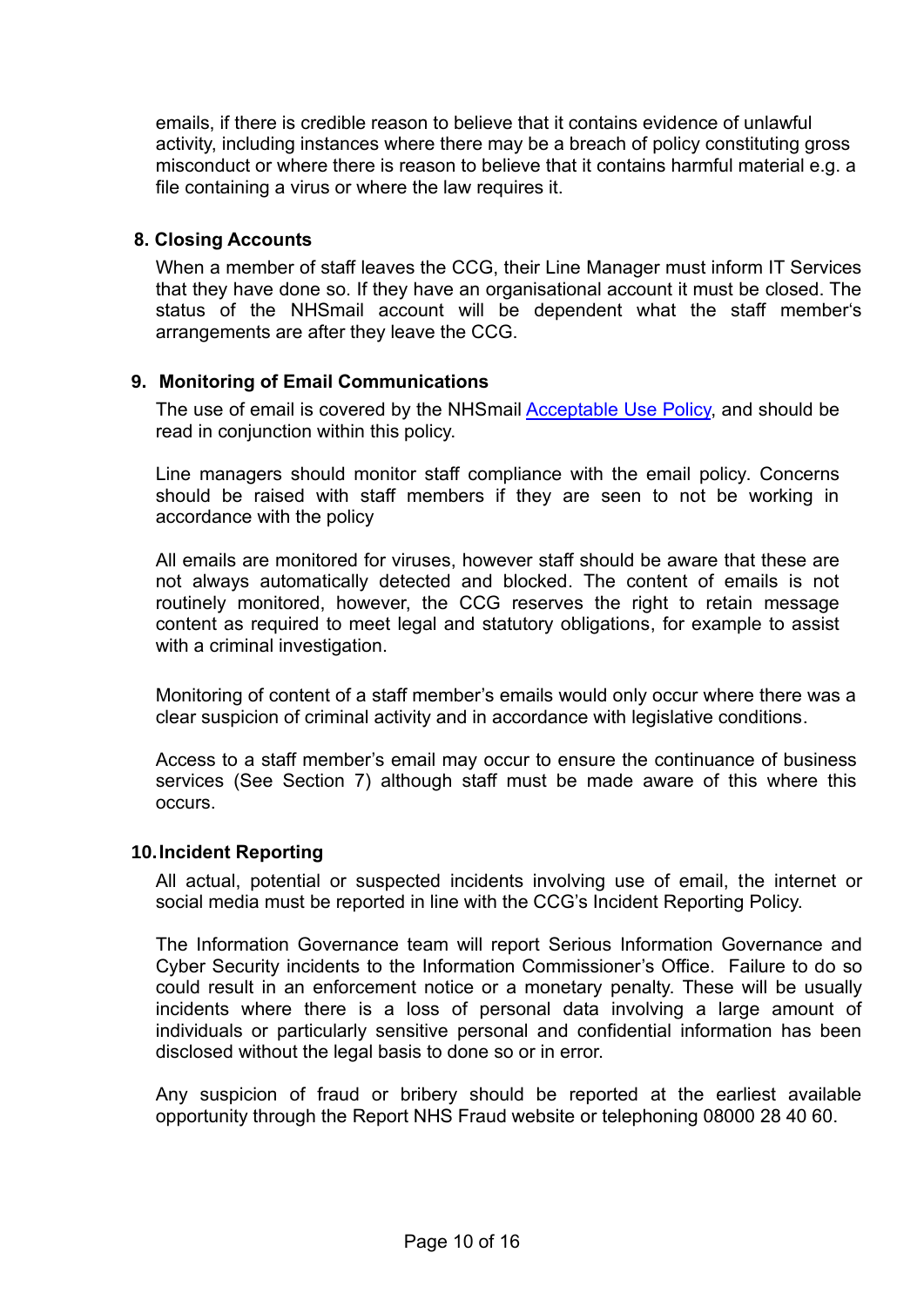emails, if there is credible reason to believe that it contains evidence of unlawful activity, including instances where there may be a breach of policy constituting gross misconduct or where there is reason to believe that it contains harmful material e.g. a file containing a virus or where the law requires it.

## 8. Closing Accounts

When a member of staff leaves the CCG, their Line Manager must inform IT Services that they have done so. If they have an organisational account it must be closed. The status of the NHSmail account will be dependent what the staff member's arrangements are after they leave the CCG.

## 9. Monitoring of Email Communications

The use of email is covered by the NHSmail Acceptable Use Policy, and should be read in conjunction within this policy.

Line managers should monitor staff compliance with the email policy. Concerns should be raised with staff members if they are seen to not be working in accordance with the policy

All emails are monitored for viruses, however staff should be aware that these are not always automatically detected and blocked. The content of emails is not routinely monitored, however, the CCG reserves the right to retain message content as required to meet legal and statutory obligations, for example to assist with a criminal investigation.

Monitoring of content of a staff member's emails would only occur where there was a clear suspicion of criminal activity and in accordance with legislative conditions.

Access to a staff member's email may occur to ensure the continuance of business services (See Section 7) although staff must be made aware of this where this occurs.

## 10. Incident Reporting

All actual, potential or suspected incidents involving use of email, the internet or social media must be reported in line with the CCG's Incident Reporting Policy.

The Information Governance team will report Serious Information Governance and Cyber Security incidents to the Information Commissioner's Office. Failure to do so could result in an enforcement notice or a monetary penalty. These will be usually incidents where there is a loss of personal data involving a large amount of individuals or particularly sensitive personal and confidential information has been disclosed without the legal basis to done so or in error.

Any suspicion of fraud or bribery should be reported at the earliest available opportunity through the Report NHS Fraud website or telephoning 08000 28 40 60.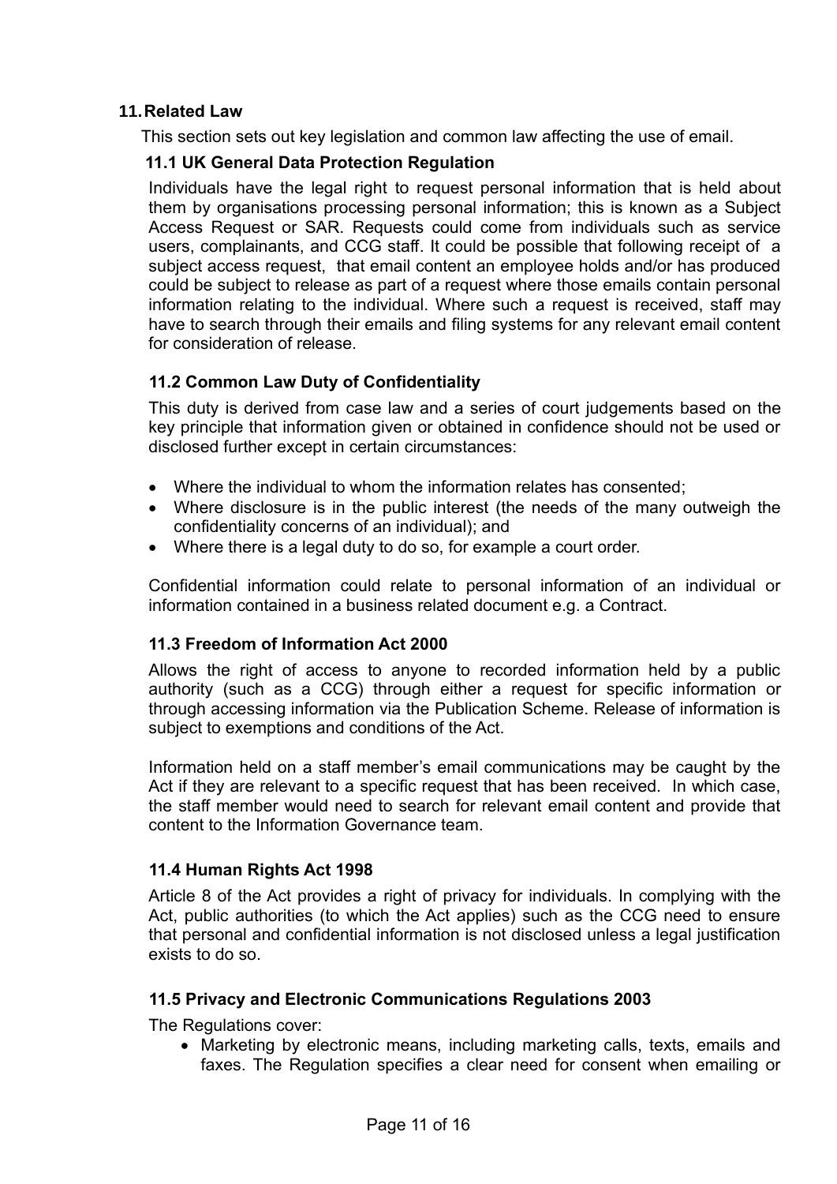## 11. Related Law

This section sets out key legislation and common law affecting the use of email.

### 11.1 UK General Data Protection Regulation

Individuals have the legal right to request personal information that is held about them by organisations processing personal information; this is known as a Subject Access Request or SAR. Requests could come from individuals such as service users, complainants, and CCG staff. It could be possible that following receipt of a subject access request, that email content an employee holds and/or has produced could be subject to release as part of a request where those emails contain personal information relating to the individual. Where such a request is received, staff may have to search through their emails and filing systems for any relevant email content for consideration of release.

### 11.2 Common Law Duty of Confidentiality

This duty is derived from case law and a series of court judgements based on the key principle that information given or obtained in confidence should not be used or disclosed further except in certain circumstances:

- Where the individual to whom the information relates has consented;
- Where disclosure is in the public interest (the needs of the many outweigh the confidentiality concerns of an individual); and
- Where there is a legal duty to do so, for example a court order.

Confidential information could relate to personal information of an individual or information contained in a business related document e.g. a Contract.

### 11.3 Freedom of Information Act 2000

Allows the right of access to anyone to recorded information held by a public authority (such as a CCG) through either a request for specific information or through accessing information via the Publication Scheme. Release of information is subject to exemptions and conditions of the Act.

Information held on a staff member's email communications may be caught by the Act if they are relevant to a specific request that has been received. In which case, the staff member would need to search for relevant email content and provide that content to the Information Governance team.

### 11.4 Human Rights Act 1998

Article 8 of the Act provides a right of privacy for individuals. In complying with the Act, public authorities (to which the Act applies) such as the CCG need to ensure that personal and confidential information is not disclosed unless a legal justification exists to do so.

### 11.5 Privacy and Electronic Communications Regulations 2003

The Regulations cover:

- Marketing by electronic means, including marketing calls, texts, emails and faxes. The Regulation specifies a clear need for consent when emailing or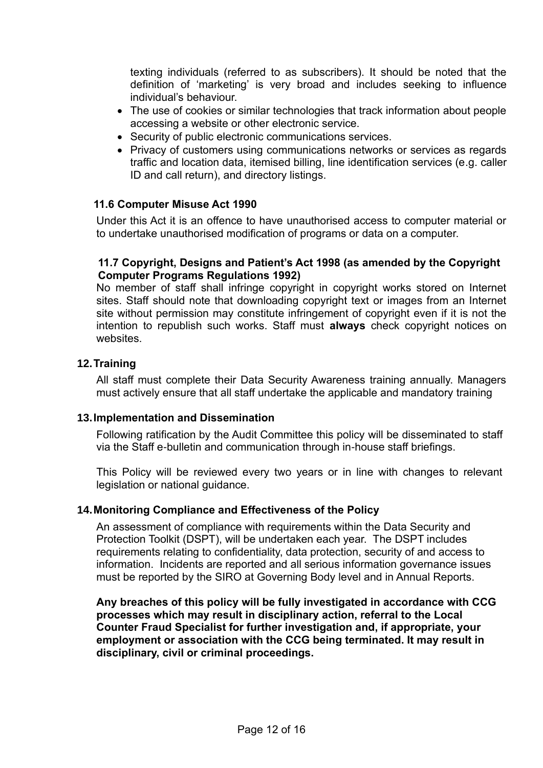texting individuals (referred to as subscribers). It should be noted that the definition of 'marketing' is very broad and includes seeking to influence individual's behaviour.

- The use of cookies or similar technologies that track information about people accessing a website or other electronic service.
- Security of public electronic communications services.
- Privacy of customers using communications networks or services as regards traffic and location data, itemised billing, line identification services (e.g. caller ID and call return), and directory listings.

### 11.6 Computer Misuse Act 1990

Under this Act it is an offence to have unauthorised access to computer material or to undertake unauthorised modification of programs or data on a computer.

### 11.7 Copyright, Designs and Patient's Act 1998 (as amended by the Copyright Computer Programs Regulations 1992)

No member of staff shall infringe copyright in copyright works stored on Internet sites. Staff should note that downloading copyright text or images from an Internet site without permission may constitute infringement of copyright even if it is not the intention to republish such works. Staff must **always** check copyright notices on websites.

## 12. Training

All staff must complete their Data Security Awareness training annually. Managers must actively ensure that all staff undertake the applicable and mandatory training

## 13. Implementation and Dissemination

Following ratification by the Audit Committee this policy will be disseminated to staff via the Staff e-bulletin and communication through in-house staff briefings.

This Policy will be reviewed every two years or in line with changes to relevant legislation or national guidance.

## 14. Monitoring Compliance and Effectiveness of the Policy

An assessment of compliance with requirements within the Data Security and Protection Toolkit (DSPT), will be undertaken each year. The DSPT includes requirements relating to confidentiality, data protection, security of and access to information. Incidents are reported and all serious information governance issues must be reported by the SIRO at Governing Body level and in Annual Reports.

**Any breaches of this policy will be fully investigated in accordance with CCG processes which may result in disciplinary action, referral to the Local Counter Fraud Specialist for further investigation and, if appropriate, your employment or association with the CCG being terminated. It may result in disciplinary, civil or criminal proceedings.**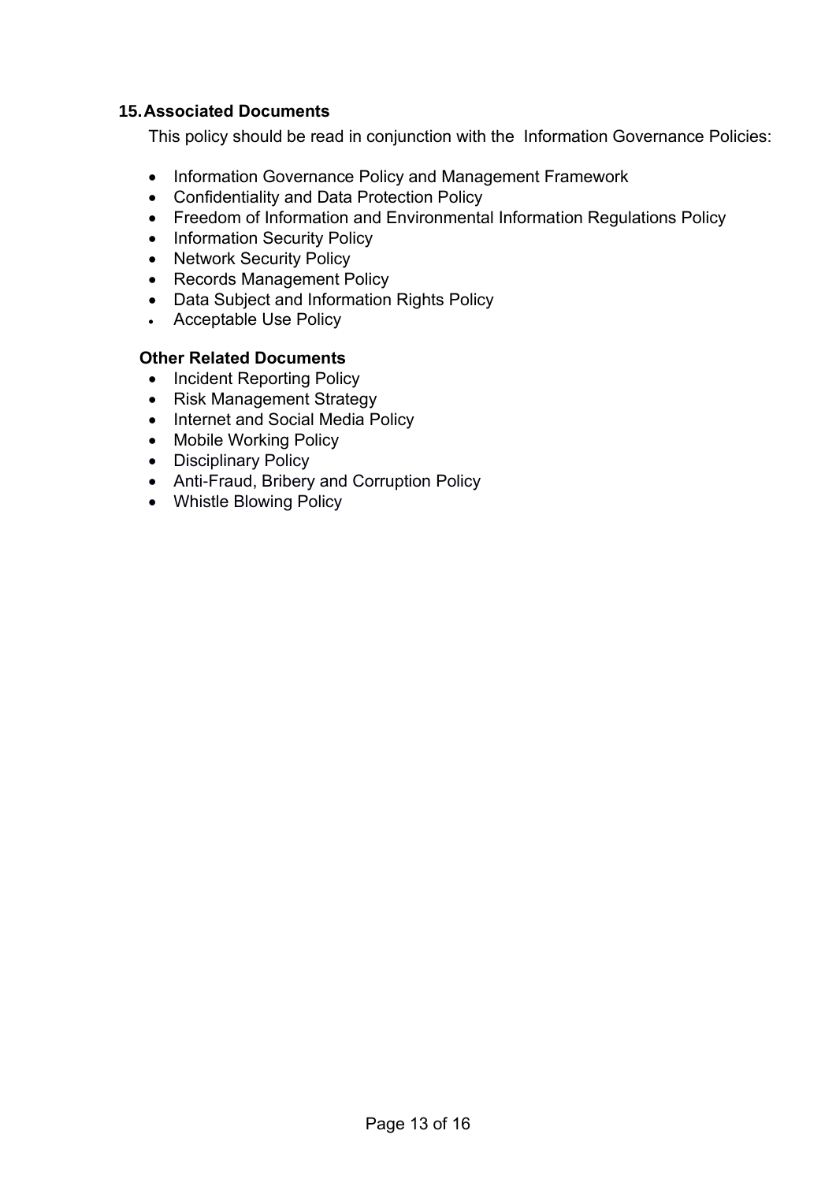## 15. Associated Documents

This policy should be read in conjunction with the Information Governance Policies:

- Information Governance Policy and Management Framework
- Confidentiality and Data Protection Policy
- Freedom of Information and Environmental Information Regulations Policy
- Information Security Policy
- Network Security Policy
- Records Management Policy
- Data Subject and Information Rights Policy
- Acceptable Use Policy

### Other Related Documents

- Incident Reporting Policy
- Risk Management Strategy
- Internet and Social Media Policy
- Mobile Working Policy
- Disciplinary Policy
- Anti-Fraud, Bribery and Corruption Policy
- Whistle Blowing Policy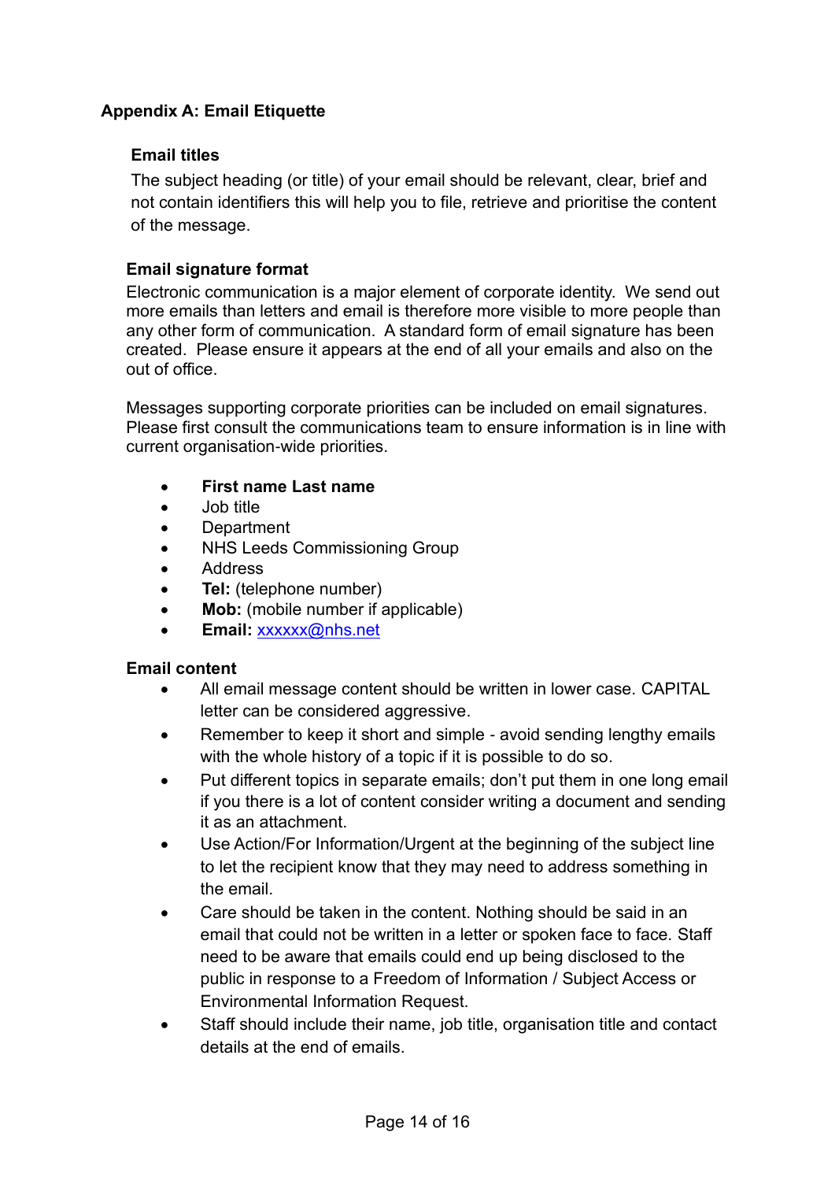## Appendix A: Email Etiquette

### Email titles

The subject heading (or title) of your email should be relevant, clear, brief and not contain identifiers this will help you to file, retrieve and prioritise the content of the message.

### Email signature format

Electronic communication is a major element of corporate identity. We send out more emails than letters and email is therefore more visible to more people than any other form of communication. A standard form of email signature has been created. Please ensure it appears at the end of all your emails and also on the out of office.

Messages supporting corporate priorities can be included on email signatures. Please first consult the communications team to ensure information is in line with current organisation-wide priorities.

- **First name Last name**
- Job title
- Department
- NHS Leeds Commissioning Group
- Address
- **Tel:** (telephone number)
- **Mob:** (mobile number if applicable)
- **Email:** xxxxxx@nhs.net

### Email content

- All email message content should be written in lower case. CAPITAL letter can be considered aggressive.
- Remember to keep it short and simple - avoid sending lengthy emails with the whole history of a topic if it is possible to do so.
- Put different topics in separate emails; don't put them in one long email if you there is a lot of content consider writing a document and sending it as an attachment.
- Use Action/For Information/Urgent at the beginning of the subject line to let the recipient know that they may need to address something in the email.
- Care should be taken in the content. Nothing should be said in an email that could not be written in a letter or spoken face to face. Staff need to be aware that emails could end up being disclosed to the public in response to a Freedom of Information / Subject Access or Environmental Information Request.
- Staff should include their name, job title, organisation title and contact details at the end of emails.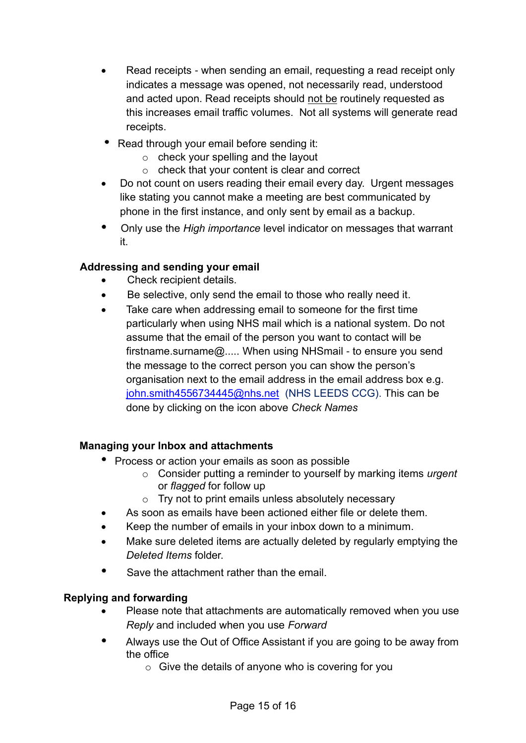- Read receipts - when sending an email, requesting a read receipt only indicates a message was opened, not necessarily read, understood and acted upon. Read receipts should not be routinely requested as this increases email traffic volumes. Not all systems will generate read receipts.
- Read through your email before sending it:
  - check your spelling and the layout
  - check that your content is clear and correct
- Do not count on users reading their email every day. Urgent messages like stating you cannot make a meeting are best communicated by phone in the first instance, and only sent by email as a backup.
- Only use the *High importance* level indicator on messages that warrant it.

**Addressing and sending your email**

- Check recipient details.
- Be selective, only send the email to those who really need it.
- Take care when addressing email to someone for the first time particularly when using NHS mail which is a national system. Do not assume that the email of the person you want to contact will be firstname.surname@..... When using NHSmail - to ensure you send the message to the correct person you can show the person's organisation next to the email address in the email address box e.g. john.smith4556734445@nhs.net (NHS LEEDS CCG). This can be done by clicking on the icon above *Check Names*

**Managing your Inbox and attachments**

- Process or action your emails as soon as possible
  - Consider putting a reminder to yourself by marking items *urgent* or *flagged* for follow up
  - Try not to print emails unless absolutely necessary
- As soon as emails have been actioned either file or delete them.
- Keep the number of emails in your inbox down to a minimum.
- Make sure deleted items are actually deleted by regularly emptying the *Deleted Items* folder.
- Save the attachment rather than the email.

**Replying and forwarding**

- Please note that attachments are automatically removed when you use *Reply* and included when you use *Forward*
- Always use the Out of Office Assistant if you are going to be away from the office
  - Give the details of anyone who is covering for you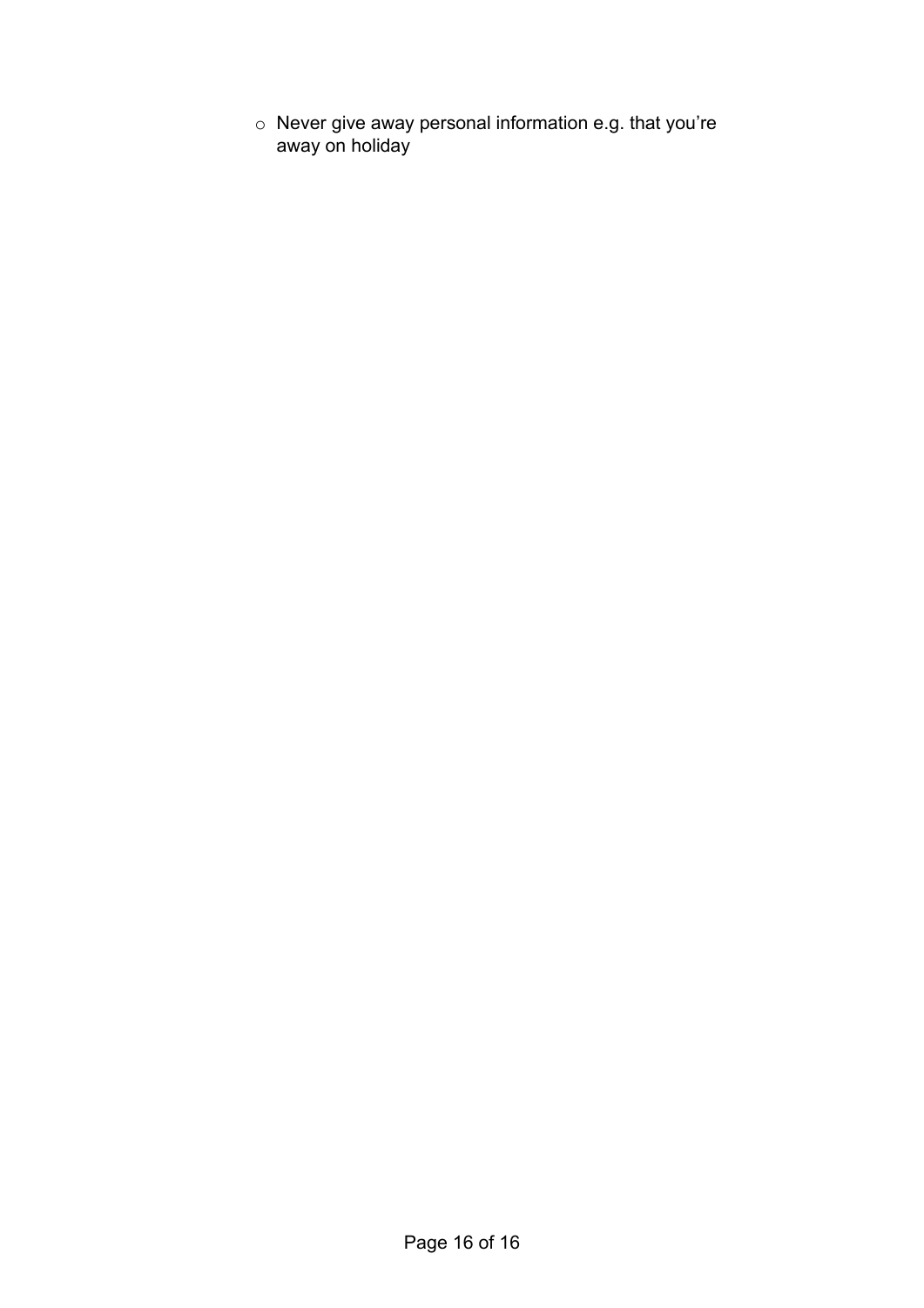- Never give away personal information e.g. that you're away on holiday